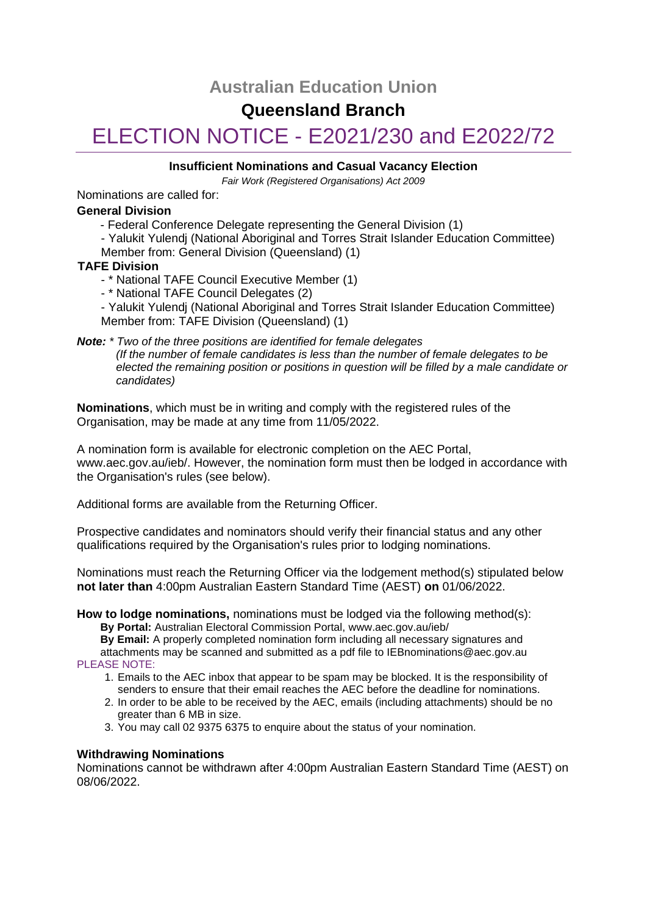# Australian Education Union

## Queensland Branch

# ELECTION NOTICE - E2021/230 and E2022/72

**Insufficient Nominations and Casual Vacancy Election**

*Fair Work (Registered Organisations) Act 2009*

Nominations are called for:

**General Division**

- Federal Conference Delegate representing the General Division (1)
- Yalukit Yulendj (National Aboriginal and Torres Strait Islander Education Committee) Member from: General Division (Queensland) (1)

**TAFE Division**

- * National TAFE Council Executive Member (1)
- * National TAFE Council Delegates (2)
- Yalukit Yulendj (National Aboriginal and Torres Strait Islander Education Committee) Member from: TAFE Division (Queensland) (1)

***Note:*** *\* Two of the three positions are identified for female delegates*
*(If the number of female candidates is less than the number of female delegates to be elected the remaining position or positions in question will be filled by a male candidate or candidates)*

**Nominations**, which must be in writing and comply with the registered rules of the Organisation, may be made at any time from 11/05/2022.

A nomination form is available for electronic completion on the AEC Portal, www.aec.gov.au/ieb/. However, the nomination form must then be lodged in accordance with the Organisation's rules (see below).

Additional forms are available from the Returning Officer.

Prospective candidates and nominators should verify their financial status and any other qualifications required by the Organisation's rules prior to lodging nominations.

Nominations must reach the Returning Officer via the lodgement method(s) stipulated below **not later than** 4:00pm Australian Eastern Standard Time (AEST) **on** 01/06/2022.

**How to lodge nominations,** nominations must be lodged via the following method(s):

**By Portal:** Australian Electoral Commission Portal, www.aec.gov.au/ieb/

**By Email:** A properly completed nomination form including all necessary signatures and attachments may be scanned and submitted as a pdf file to IEBnominations@aec.gov.au

PLEASE NOTE:

1. Emails to the AEC inbox that appear to be spam may be blocked. It is the responsibility of senders to ensure that their email reaches the AEC before the deadline for nominations.
2. In order to be able to be received by the AEC, emails (including attachments) should be no greater than 6 MB in size.
3. You may call 02 9375 6375 to enquire about the status of your nomination.

**Withdrawing Nominations**

Nominations cannot be withdrawn after 4:00pm Australian Eastern Standard Time (AEST) on 08/06/2022.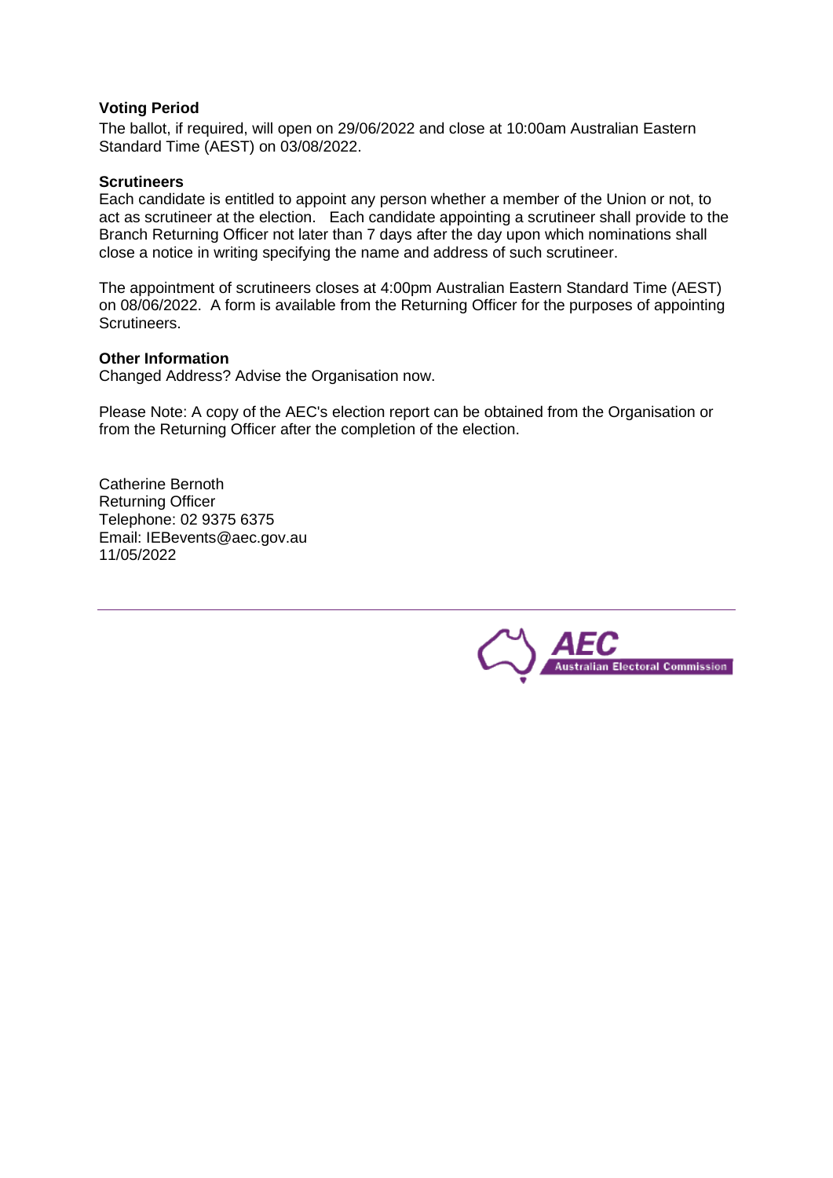**Voting Period**

The ballot, if required, will open on 29/06/2022 and close at 10:00am Australian Eastern Standard Time (AEST) on 03/08/2022.

**Scrutineers**

Each candidate is entitled to appoint any person whether a member of the Union or not, to act as scrutineer at the election. Each candidate appointing a scrutineer shall provide to the Branch Returning Officer not later than 7 days after the day upon which nominations shall close a notice in writing specifying the name and address of such scrutineer.

The appointment of scrutineers closes at 4:00pm Australian Eastern Standard Time (AEST) on 08/06/2022. A form is available from the Returning Officer for the purposes of appointing Scrutineers.

**Other Information**

Changed Address? Advise the Organisation now.

Please Note: A copy of the AEC's election report can be obtained from the Organisation or from the Returning Officer after the completion of the election.

Catherine Bernoth
Returning Officer
Telephone: 02 9375 6375
Email: IEBevents@aec.gov.au
11/05/2022

AEC
Australian Electoral Commission